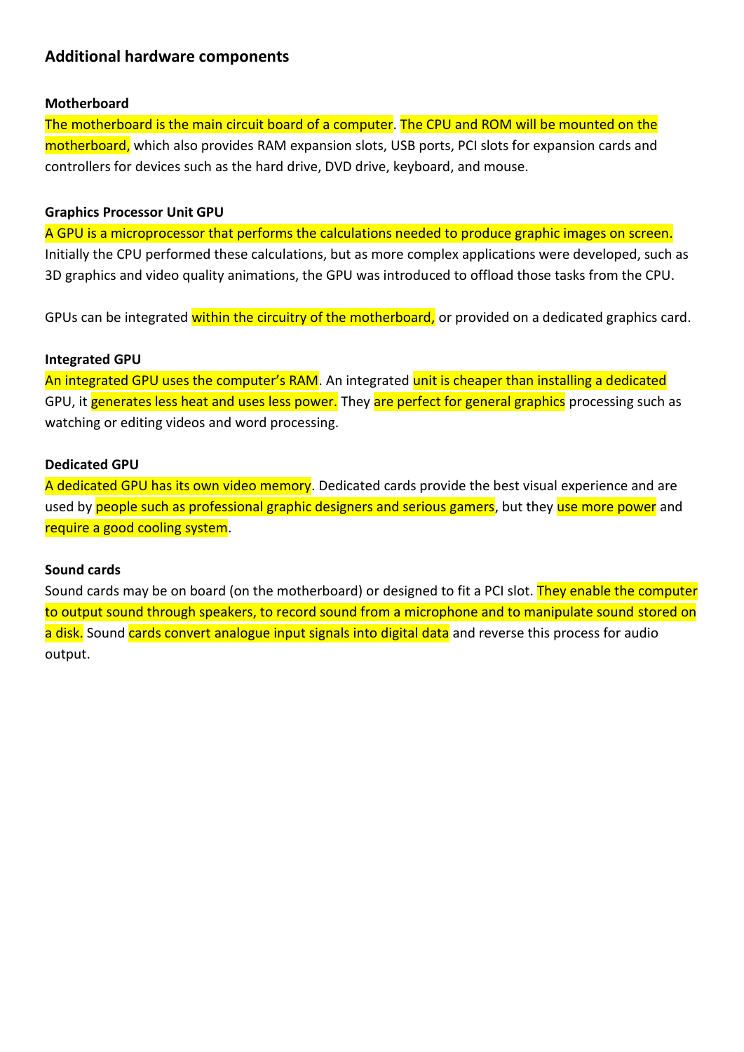## Additional hardware components

### Motherboard

The motherboard is the main circuit board of a computer. The CPU and ROM will be mounted on the motherboard, which also provides RAM expansion slots, USB ports, PCI slots for expansion cards and controllers for devices such as the hard drive, DVD drive, keyboard, and mouse.

### Graphics Processor Unit GPU

A GPU is a microprocessor that performs the calculations needed to produce graphic images on screen. Initially the CPU performed these calculations, but as more complex applications were developed, such as 3D graphics and video quality animations, the GPU was introduced to offload those tasks from the CPU.

GPUs can be integrated within the circuitry of the motherboard, or provided on a dedicated graphics card.

### Integrated GPU

An integrated GPU uses the computer's RAM. An integrated unit is cheaper than installing a dedicated GPU, it generates less heat and uses less power. They are perfect for general graphics processing such as watching or editing videos and word processing.

### Dedicated GPU

A dedicated GPU has its own video memory. Dedicated cards provide the best visual experience and are used by people such as professional graphic designers and serious gamers, but they use more power and require a good cooling system.

### Sound cards

Sound cards may be on board (on the motherboard) or designed to fit a PCI slot. They enable the computer to output sound through speakers, to record sound from a microphone and to manipulate sound stored on a disk. Sound cards convert analogue input signals into digital data and reverse this process for audio output.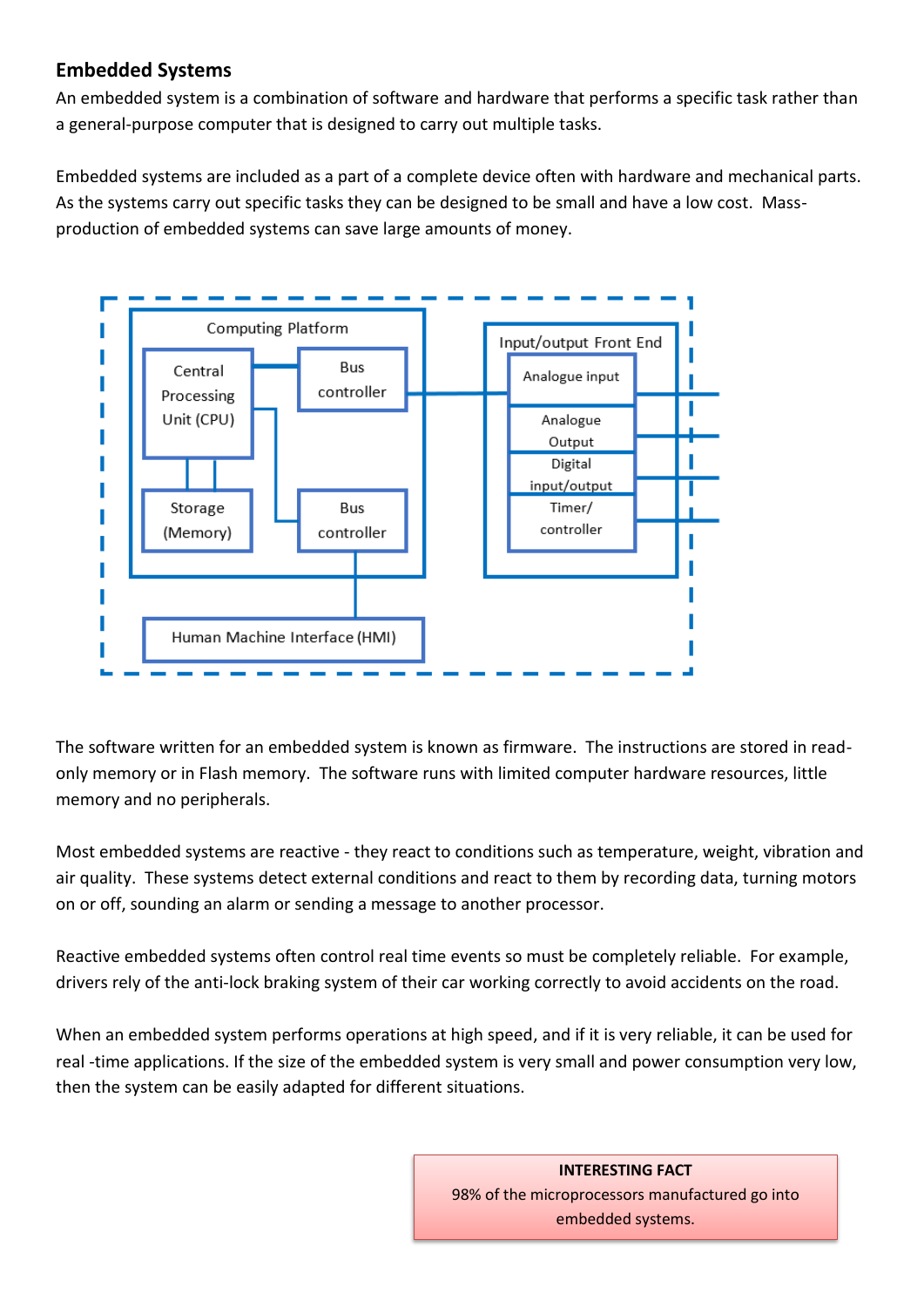## Embedded Systems

An embedded system is a combination of software and hardware that performs a specific task rather than a general-purpose computer that is designed to carry out multiple tasks.

Embedded systems are included as a part of a complete device often with hardware and mechanical parts. As the systems carry out specific tasks they can be designed to be small and have a low cost. Mass-production of embedded systems can save large amounts of money.

Computing Platform

Central Processing Unit (CPU)

Bus controller

Storage (Memory)

Bus controller

Human Machine Interface (HMI)

Input/output Front End

Analogue input

Analogue Output

Digital input/output

Timer/ controller

The software written for an embedded system is known as firmware. The instructions are stored in read-only memory or in Flash memory. The software runs with limited computer hardware resources, little memory and no peripherals.

Most embedded systems are reactive - they react to conditions such as temperature, weight, vibration and air quality. These systems detect external conditions and react to them by recording data, turning motors on or off, sounding an alarm or sending a message to another processor.

Reactive embedded systems often control real time events so must be completely reliable. For example, drivers rely of the anti-lock braking system of their car working correctly to avoid accidents on the road.

When an embedded system performs operations at high speed, and if it is very reliable, it can be used for real -time applications. If the size of the embedded system is very small and power consumption very low, then the system can be easily adapted for different situations.

**INTERESTING FACT**

98% of the microprocessors manufactured go into embedded systems.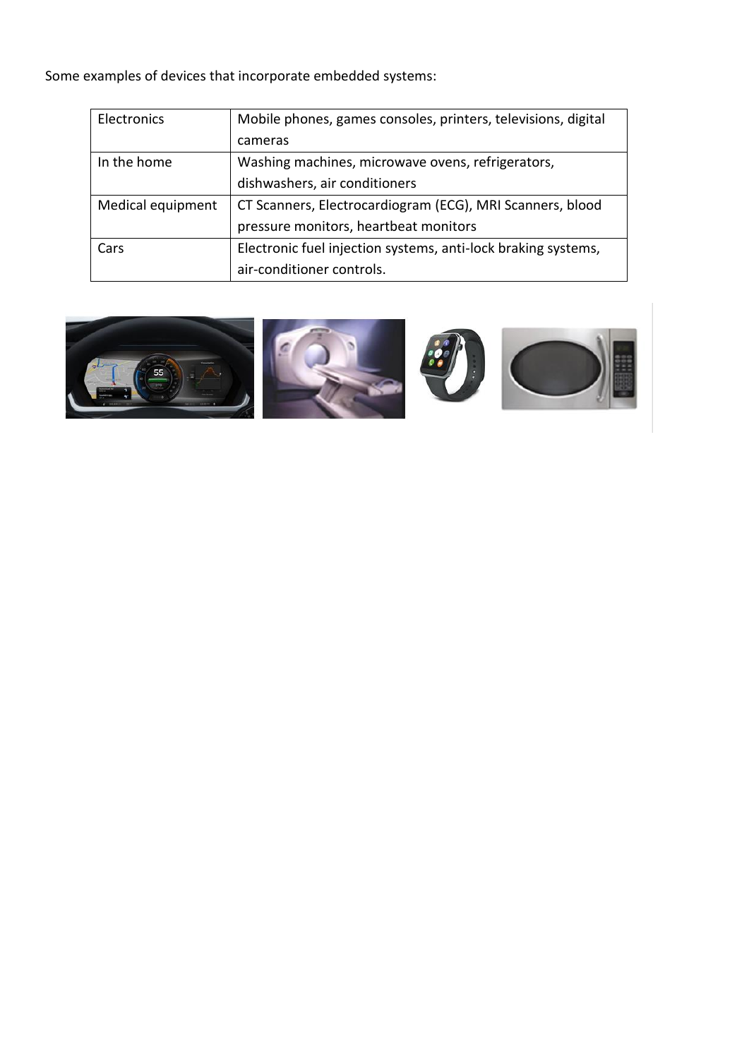Some examples of devices that incorporate embedded systems:

| | |
|---|---|
| Electronics | Mobile phones, games consoles, printers, televisions, digital cameras |
| In the home | Washing machines, microwave ovens, refrigerators, dishwashers, air conditioners |
| Medical equipment | CT Scanners, Electrocardiogram (ECG), MRI Scanners, blood pressure monitors, heartbeat monitors |
| Cars | Electronic fuel injection systems, anti-lock braking systems, air-conditioner controls. |